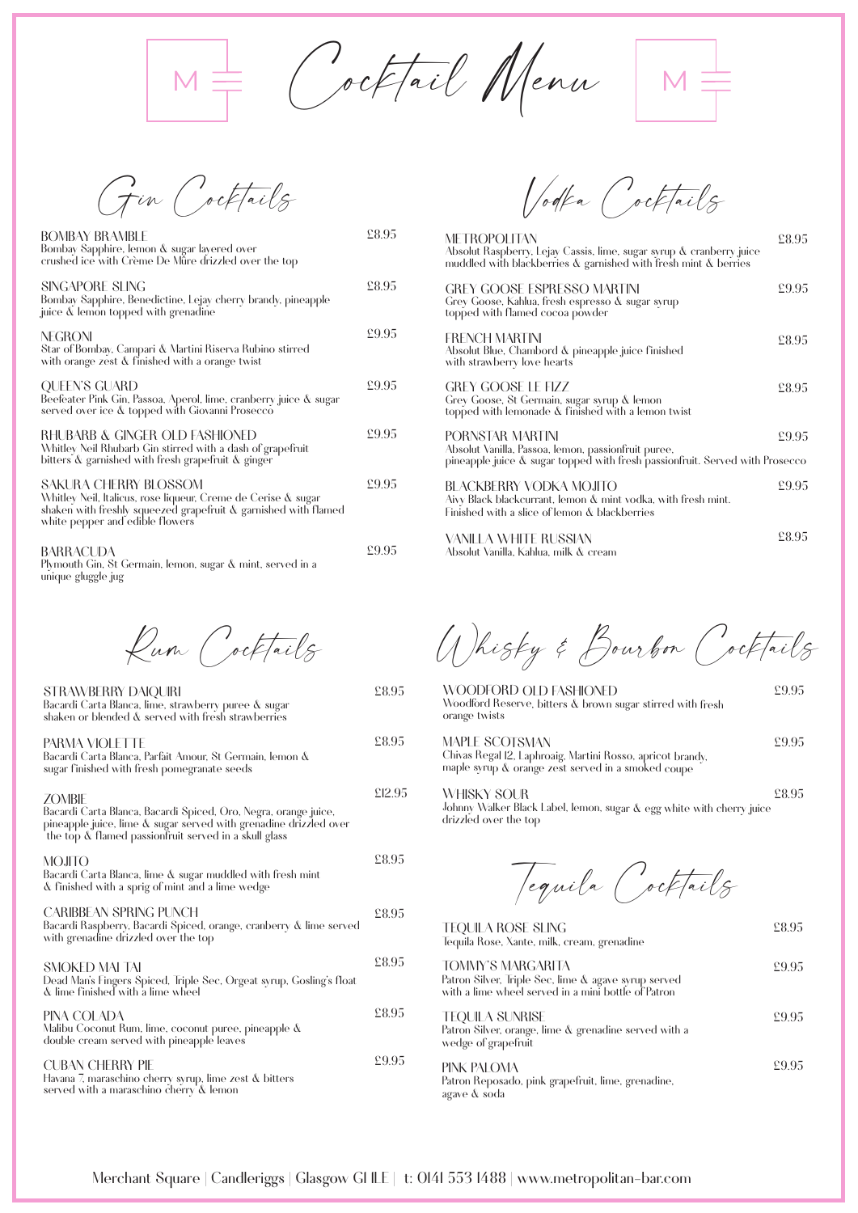# Cocktail Menu

## Gin Cocktails

**BOMBAY BRAMBLE** — £8.95
Bombay Sapphire, lemon & sugar layered over crushed ice with Crème De Mûre drizzled over the top

**SINGAPORE SLING** — £8.95
Bombay Sapphire, Benedictine, Lejay cherry brandy, pineapple juice & lemon topped with grenadine

**NEGRONI** — £9.95
Star of Bombay, Campari & Martini Riserva Rubino stirred with orange zest & finished with a orange twist

**QUEEN'S GUARD** — £9.95
Beefeater Pink Gin, Passoa, Aperol, lime, cranberry juice & sugar served over ice & topped with Giovanni Prosecco

**RHUBARB & GINGER OLD FASHIONED** — £9.95
Whitley Neil Rhubarb Gin stirred with a dash of grapefruit bitters & garnished with fresh grapefruit & ginger

**SAKURA CHERRY BLOSSOM** — £9.95
Whitley Neil, Italicus, rose liqueur, Creme de Cerise & sugar shaken with freshly squeezed grapefruit & garnished with flamed white pepper and edible flowers

**BARRACUDA** — £9.95
Plymouth Gin, St Germain, lemon, sugar & mint, served in a unique gluggle jug

## Vodka Cocktails

**METROPOLITAN** — £8.95
Absolut Raspberry, Lejay Cassis, lime, sugar syrup & cranberry juice muddled with blackberries & garnished with fresh mint & berries

**GREY GOOSE ESPRESSO MARTINI** — £9.95
Grey Goose, Kahlua, fresh espresso & sugar syrup topped with flamed cocoa powder

**FRENCH MARTINI** — £8.95
Absolut Blue, Chambord & pineapple juice finished with strawberry love hearts

**GREY GOOSE LE FIZZ** — £8.95
Grey Goose, St Germain, sugar syrup & lemon topped with lemonade & finished with a lemon twist

**PORNSTAR MARTINI** — £9.95
Absolut Vanilla, Passoa, lemon, passionfruit puree, pineapple juice & sugar topped with fresh passionfruit. Served with Prosecco

**BLACKBERRY VODKA MOJITO** — £9.95
Aivy Black blackcurrant, lemon & mint vodka, with fresh mint. Finished with a slice of lemon & blackberries

**VANILLA WHITE RUSSIAN** — £8.95
Absolut Vanilla, Kahlua, milk & cream

## Rum Cocktails

**STRAWBERRY DAIQUIRI** — £8.95
Bacardi Carta Blanca, lime, strawberry puree & sugar shaken or blended & served with fresh strawberries

**PARMA VIOLETTE** — £8.95
Bacardi Carta Blanca, Parfait Amour, St Germain, lemon & sugar finished with fresh pomegranate seeds

**ZOMBIE** — £12.95
Bacardi Carta Blanca, Bacardi Spiced, Oro, Negra, orange juice, pineapple juice, lime & sugar served with grenadine drizzled over the top & flamed passionfruit served in a skull glass

**MOJITO** — £8.95
Bacardi Carta Blanca, lime & sugar muddled with fresh mint & finished with a sprig of mint and a lime wedge

**CARIBBEAN SPRING PUNCH** — £8.95
Bacardi Raspberry, Bacardi Spiced, orange, cranberry & lime served with grenadine drizzled over the top

**SMOKED MAI TAI** — £8.95
Dead Man's Fingers Spiced, Triple Sec, Orgeat syrup, Gosling's float & lime finished with a lime wheel

**PINA COLADA** — £8.95
Malibu Coconut Rum, lime, coconut puree, pineapple & double cream served with pineapple leaves

**CUBAN CHERRY PIE** — £9.95
Havana 7, maraschino cherry syrup, lime zest & bitters served with a maraschino cherry & lemon

## Whisky & Bourbon Cocktails

**WOODFORD OLD FASHIONED** — £9.95
Woodford Reserve, bitters & brown sugar stirred with fresh orange twists

**MAPLE SCOTSMAN** — £9.95
Chivas Regal 12, Laphroaig, Martini Rosso, apricot brandy, maple syrup & orange zest served in a smoked coupe

**WHISKY SOUR** — £8.95
Johnny Walker Black Label, lemon, sugar & egg white with cherry juice drizzled over the top

## Tequila Cocktails

**TEQUILA ROSE SLING** — £8.95
Tequila Rose, Xante, milk, cream, grenadine

**TOMMY'S MARGARITA** — £9.95
Patron Silver, Triple Sec, lime & agave syrup served with a lime wheel served in a mini bottle of Patron

**TEQUILA SUNRISE** — £9.95
Patron Silver, orange, lime & grenadine served with a wedge of grapefruit

**PINK PALOMA** — £9.95
Patron Reposado, pink grapefruit, lime, grenadine, agave & soda

Merchant Square | Candleriggs | Glasgow G1 1LE | t: 0141 553 1488 | www.metropolitan-bar.com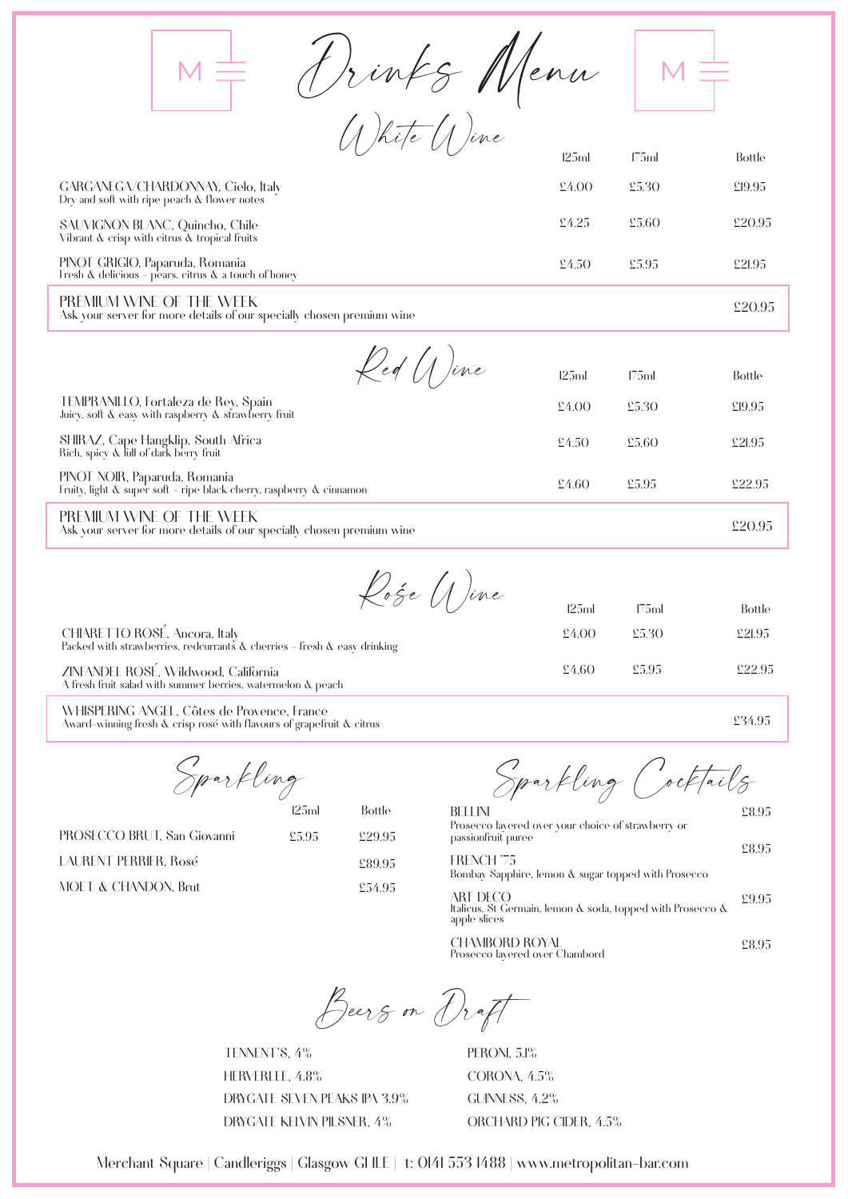# Drinks Menu

## White Wine

| | 125ml | 175ml | Bottle |
|---|---|---|---|
| GARGANEGA/CHARDONNAY, Cielo, Italy<br>Dry and soft with ripe peach & flower notes | £4.00 | £5.30 | £19.95 |
| SAUVIGNON BLANC, Quincho, Chile<br>Vibrant & crisp with citrus & tropical fruits | £4.25 | £5.60 | £20.95 |
| PINOT GRIGIO, Paparuda, Romania<br>Fresh & delicious - pears, citrus & a touch of honey | £4.50 | £5.95 | £21.95 |
| PREMIUM WINE OF THE WEEK<br>Ask your server for more details of our specially chosen premium wine | | | £20.95 |

## Red Wine

| | 125ml | 175ml | Bottle |
|---|---|---|---|
| TEMPRANILLO, Fortaleza de Rey, Spain<br>Juicy, soft & easy with raspberry & strawberry fruit | £4.00 | £5.30 | £19.95 |
| SHIRAZ, Cape Hangklip, South Africa<br>Rich, spicy & full of dark berry fruit | £4.50 | £5.60 | £21.95 |
| PINOT NOIR, Paparuda, Romania<br>Fruity, light & super soft - ripe black cherry, raspberry & cinnamon | £4.60 | £5.95 | £22.95 |
| PREMIUM WINE OF THE WEEK<br>Ask your server for more details of our specially chosen premium wine | | | £20.95 |

## Rosé Wine

| | 125ml | 175ml | Bottle |
|---|---|---|---|
| CHIARETTO ROSÉ, Ancora, Italy<br>Packed with strawberries, redcurrants & cherries - fresh & easy drinking | £4.00 | £5.30 | £21.95 |
| ZINFANDEL ROSÉ, Wildwood, California<br>A fresh fruit salad with summer berries, watermelon & peach | £4.60 | £5.95 | £22.95 |
| WHISPERING ANGEL, Côtes de Provence, France<br>Award-winning fresh & crisp rosé with flavours of grapefruit & citrus | | | £34.95 |

## Sparkling

| | 125ml | Bottle |
|---|---|---|
| PROSECCO BRUT, San Giovanni | £5.95 | £29.95 |
| LAURENT PERRIER, Rosé | | £89.95 |
| MOET & CHANDON, Brut | | £54.95 |

## Sparkling Cocktails

| | |
|---|---|
| BELLINI<br>Prosecco layered over your choice of strawberry or passionfruit puree | £8.95 |
| FRENCH '75<br>Bombay Sapphire, lemon & sugar topped with Prosecco | £8.95 |
| ART DECO<br>Italicus, St Germain, lemon & soda, topped with Prosecco & apple slices | £9.95 |
| CHAMBORD ROYAL<br>Prosecco layered over Chambord | £8.95 |

## Beers on Draft

- TENNENT'S, 4%
- HERVERLEE, 4.8%
- DRYGATE SEVEN PEAKS IPA 3.9%
- DRYGATE KELVIN PILSNER, 4%
- PERONI, 5.1%
- CORONA, 4.5%
- GUINNESS, 4.2%
- ORCHARD PIG CIDER, 4.5%

Merchant Square | Candleriggs | Glasgow G1 1LE | t: 0141 553 1488 | www.metropolitan-bar.com